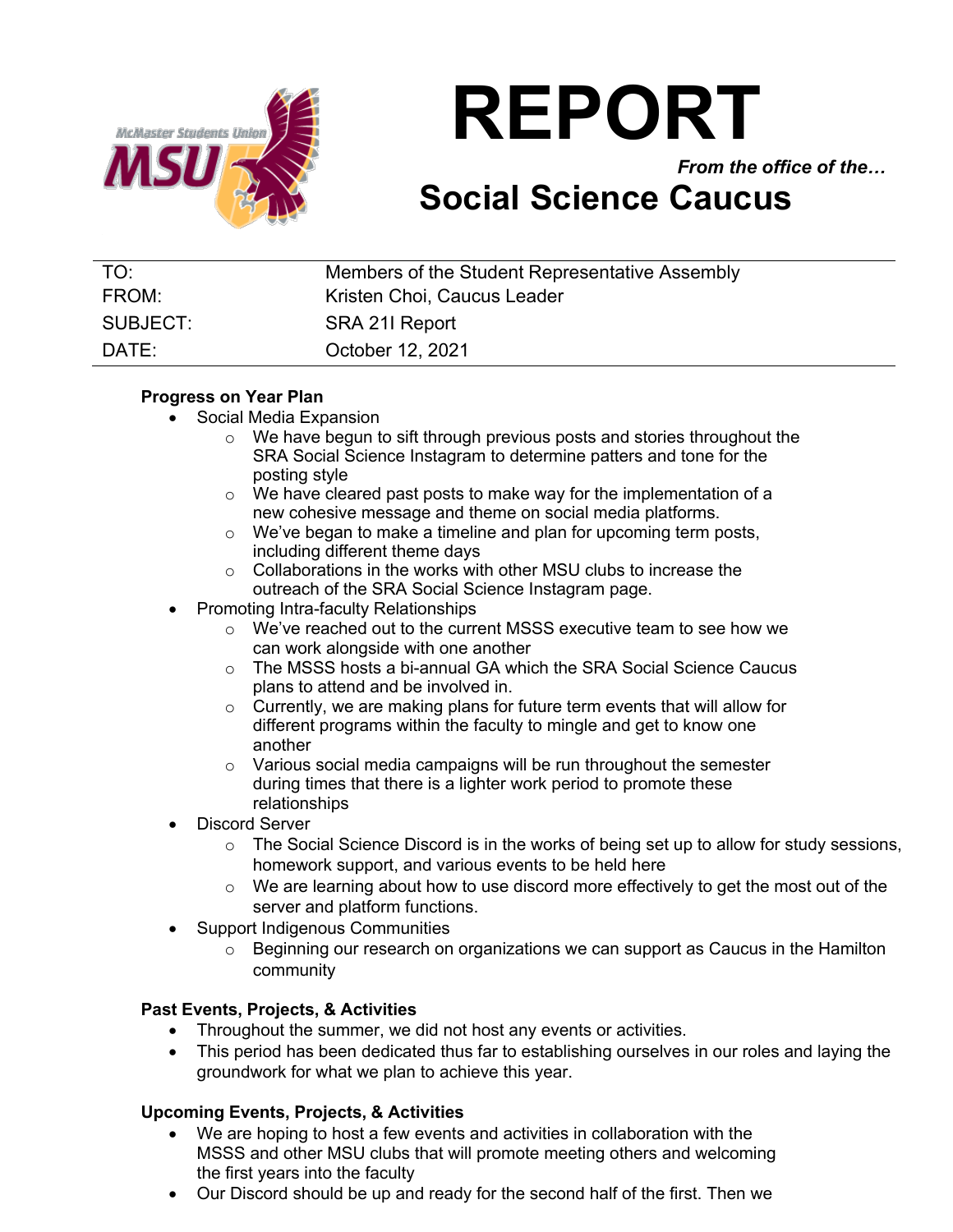# REPORT

*From the office of the…*

## Social Science Caucus

| | |
|---|---|
| TO: | Members of the Student Representative Assembly |
| FROM: | Kristen Choi, Caucus Leader |
| SUBJECT: | SRA 21I Report |
| DATE: | October 12, 2021 |

**Progress on Year Plan**

- Social Media Expansion
  - We have begun to sift through previous posts and stories throughout the SRA Social Science Instagram to determine patters and tone for the posting style
  - We have cleared past posts to make way for the implementation of a new cohesive message and theme on social media platforms.
  - We've began to make a timeline and plan for upcoming term posts, including different theme days
  - Collaborations in the works with other MSU clubs to increase the outreach of the SRA Social Science Instagram page.
- Promoting Intra-faculty Relationships
  - We've reached out to the current MSSS executive team to see how we can work alongside with one another
  - The MSSS hosts a bi-annual GA which the SRA Social Science Caucus plans to attend and be involved in.
  - Currently, we are making plans for future term events that will allow for different programs within the faculty to mingle and get to know one another
  - Various social media campaigns will be run throughout the semester during times that there is a lighter work period to promote these relationships
- Discord Server
  - The Social Science Discord is in the works of being set up to allow for study sessions, homework support, and various events to be held here
  - We are learning about how to use discord more effectively to get the most out of the server and platform functions.
- Support Indigenous Communities
  - Beginning our research on organizations we can support as Caucus in the Hamilton community

**Past Events, Projects, & Activities**

- Throughout the summer, we did not host any events or activities.
- This period has been dedicated thus far to establishing ourselves in our roles and laying the groundwork for what we plan to achieve this year.

**Upcoming Events, Projects, & Activities**

- We are hoping to host a few events and activities in collaboration with the MSSS and other MSU clubs that will promote meeting others and welcoming the first years into the faculty
- Our Discord should be up and ready for the second half of the first. Then we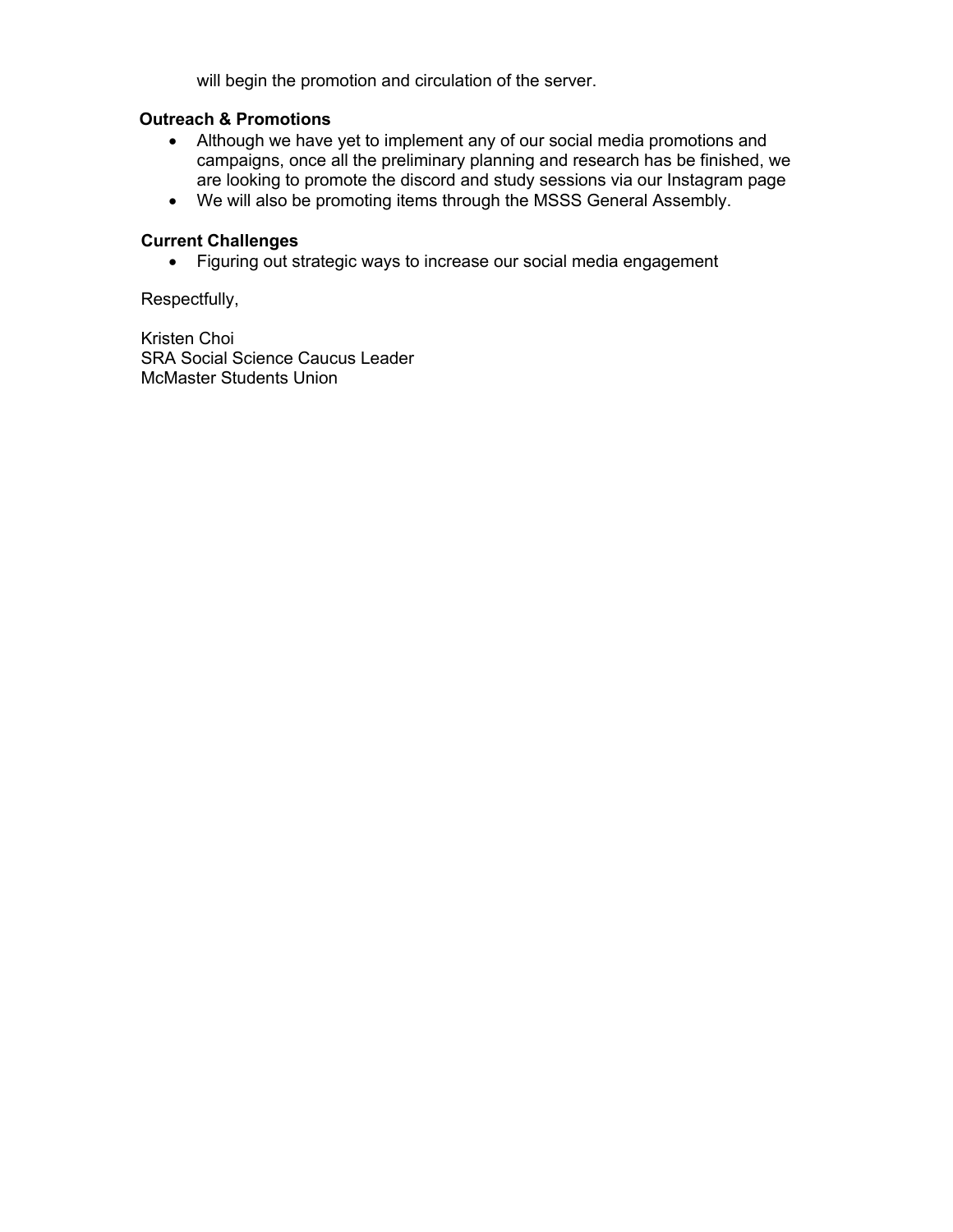will begin the promotion and circulation of the server.

**Outreach & Promotions**

- Although we have yet to implement any of our social media promotions and campaigns, once all the preliminary planning and research has be finished, we are looking to promote the discord and study sessions via our Instagram page
- We will also be promoting items through the MSSS General Assembly.

**Current Challenges**

- Figuring out strategic ways to increase our social media engagement

Respectfully,

Kristen Choi
SRA Social Science Caucus Leader
McMaster Students Union